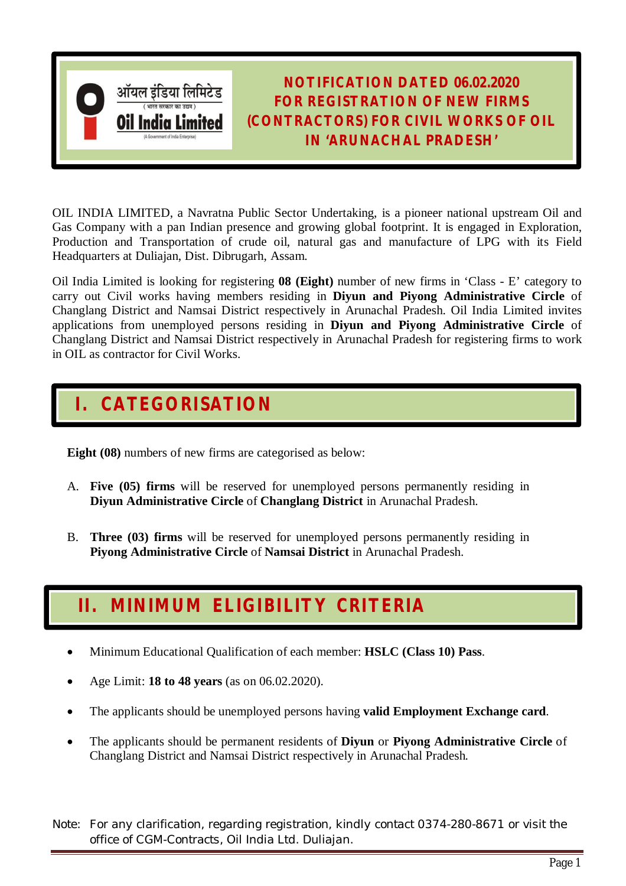ऑयल इंडिया लिमिटेड
( भारत सरकार का उद्यम )
Oil India Limited
(A Government of India Enterprise)

# NOTIFICATION DATED 06.02.2020 FOR REGISTRATION OF NEW FIRMS (CONTRACTORS) FOR CIVIL WORKS OF OIL IN 'ARUNACHAL PRADESH'

OIL INDIA LIMITED, a Navratna Public Sector Undertaking, is a pioneer national upstream Oil and Gas Company with a pan Indian presence and growing global footprint. It is engaged in Exploration, Production and Transportation of crude oil, natural gas and manufacture of LPG with its Field Headquarters at Duliajan, Dist. Dibrugarh, Assam.

Oil India Limited is looking for registering **08 (Eight)** number of new firms in 'Class - E' category to carry out Civil works having members residing in **Diyun and Piyong Administrative Circle** of Changlang District and Namsai District respectively in Arunachal Pradesh. Oil India Limited invites applications from unemployed persons residing in **Diyun and Piyong Administrative Circle** of Changlang District and Namsai District respectively in Arunachal Pradesh for registering firms to work in OIL as contractor for Civil Works.

## I. CATEGORISATION

**Eight (08)** numbers of new firms are categorised as below:

A. **Five (05) firms** will be reserved for unemployed persons permanently residing in **Diyun Administrative Circle** of **Changlang District** in Arunachal Pradesh.

B. **Three (03) firms** will be reserved for unemployed persons permanently residing in **Piyong Administrative Circle** of **Namsai District** in Arunachal Pradesh.

## II. MINIMUM ELIGIBILITY CRITERIA

- Minimum Educational Qualification of each member: **HSLC (Class 10) Pass**.
- Age Limit: **18 to 48 years** (as on 06.02.2020).
- The applicants should be unemployed persons having **valid Employment Exchange card**.
- The applicants should be permanent residents of **Diyun** or **Piyong Administrative Circle** of Changlang District and Namsai District respectively in Arunachal Pradesh.

Note: For any clarification, regarding registration, kindly contact 0374-280-8671 or visit the office of CGM-Contracts, Oil India Ltd. Duliajan.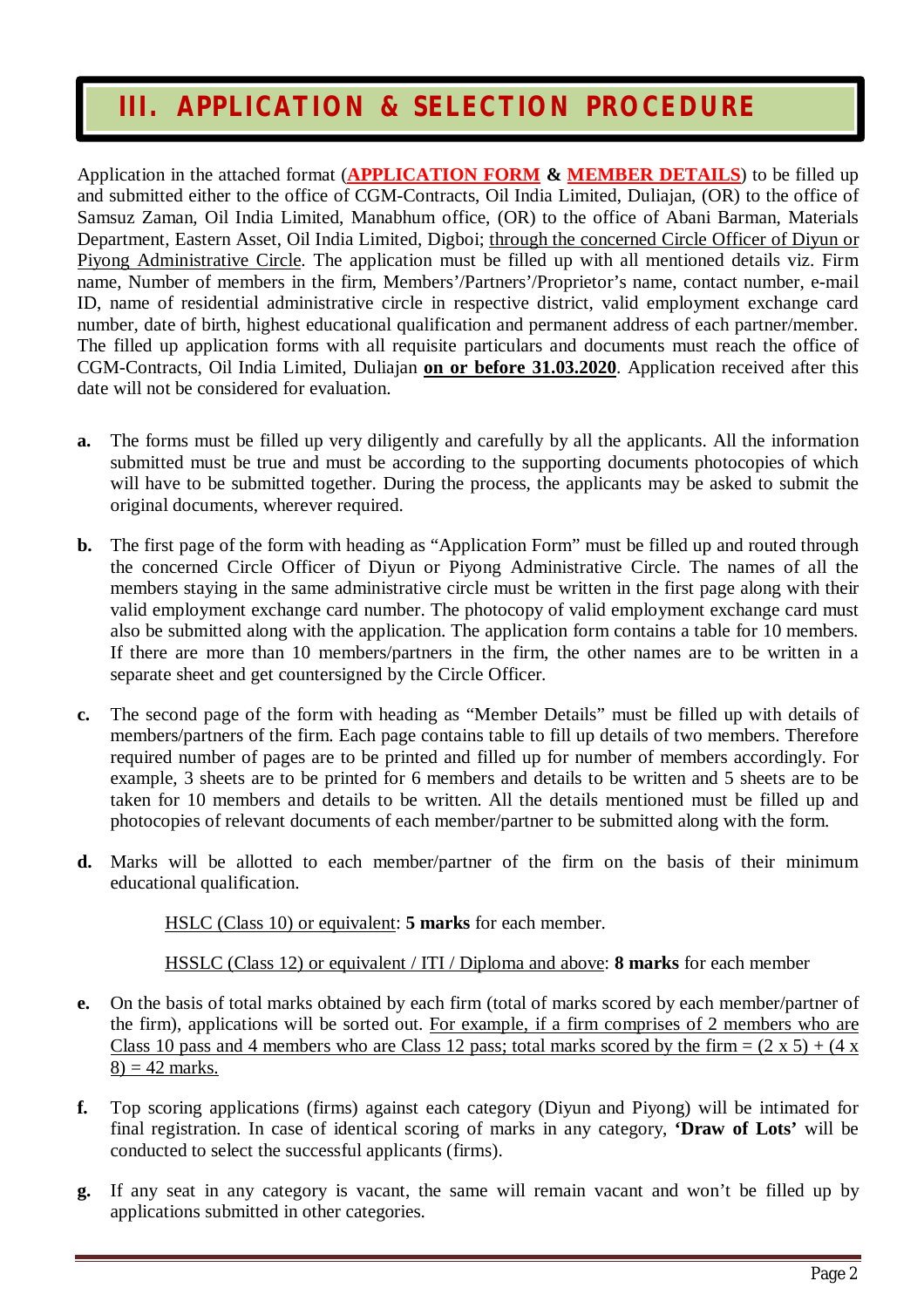## III. APPLICATION & SELECTION PROCEDURE

Application in the attached format (**APPLICATION FORM** **&** **MEMBER DETAILS**) to be filled up and submitted either to the office of CGM-Contracts, Oil India Limited, Duliajan, (OR) to the office of Samsuz Zaman, Oil India Limited, Manabhum office, (OR) to the office of Abani Barman, Materials Department, Eastern Asset, Oil India Limited, Digboi; through the concerned Circle Officer of Diyun or Piyong Administrative Circle. The application must be filled up with all mentioned details viz. Firm name, Number of members in the firm, Members'/Partners'/Proprietor's name, contact number, e-mail ID, name of residential administrative circle in respective district, valid employment exchange card number, date of birth, highest educational qualification and permanent address of each partner/member. The filled up application forms with all requisite particulars and documents must reach the office of CGM-Contracts, Oil India Limited, Duliajan **on or before 31.03.2020**. Application received after this date will not be considered for evaluation.

**a.** The forms must be filled up very diligently and carefully by all the applicants. All the information submitted must be true and must be according to the supporting documents photocopies of which will have to be submitted together. During the process, the applicants may be asked to submit the original documents, wherever required.

**b.** The first page of the form with heading as "Application Form" must be filled up and routed through the concerned Circle Officer of Diyun or Piyong Administrative Circle. The names of all the members staying in the same administrative circle must be written in the first page along with their valid employment exchange card number. The photocopy of valid employment exchange card must also be submitted along with the application. The application form contains a table for 10 members. If there are more than 10 members/partners in the firm, the other names are to be written in a separate sheet and get countersigned by the Circle Officer.

**c.** The second page of the form with heading as "Member Details" must be filled up with details of members/partners of the firm. Each page contains table to fill up details of two members. Therefore required number of pages are to be printed and filled up for number of members accordingly. For example, 3 sheets are to be printed for 6 members and details to be written and 5 sheets are to be taken for 10 members and details to be written. All the details mentioned must be filled up and photocopies of relevant documents of each member/partner to be submitted along with the form.

**d.** Marks will be allotted to each member/partner of the firm on the basis of their minimum educational qualification.

HSLC (Class 10) or equivalent: **5 marks** for each member.

HSSLC (Class 12) or equivalent / ITI / Diploma and above: **8 marks** for each member

**e.** On the basis of total marks obtained by each firm (total of marks scored by each member/partner of the firm), applications will be sorted out. For example, if a firm comprises of 2 members who are Class 10 pass and 4 members who are Class 12 pass; total marks scored by the firm = (2 x 5) + (4 x 8) = 42 marks.

**f.** Top scoring applications (firms) against each category (Diyun and Piyong) will be intimated for final registration. In case of identical scoring of marks in any category, **'Draw of Lots'** will be conducted to select the successful applicants (firms).

**g.** If any seat in any category is vacant, the same will remain vacant and won't be filled up by applications submitted in other categories.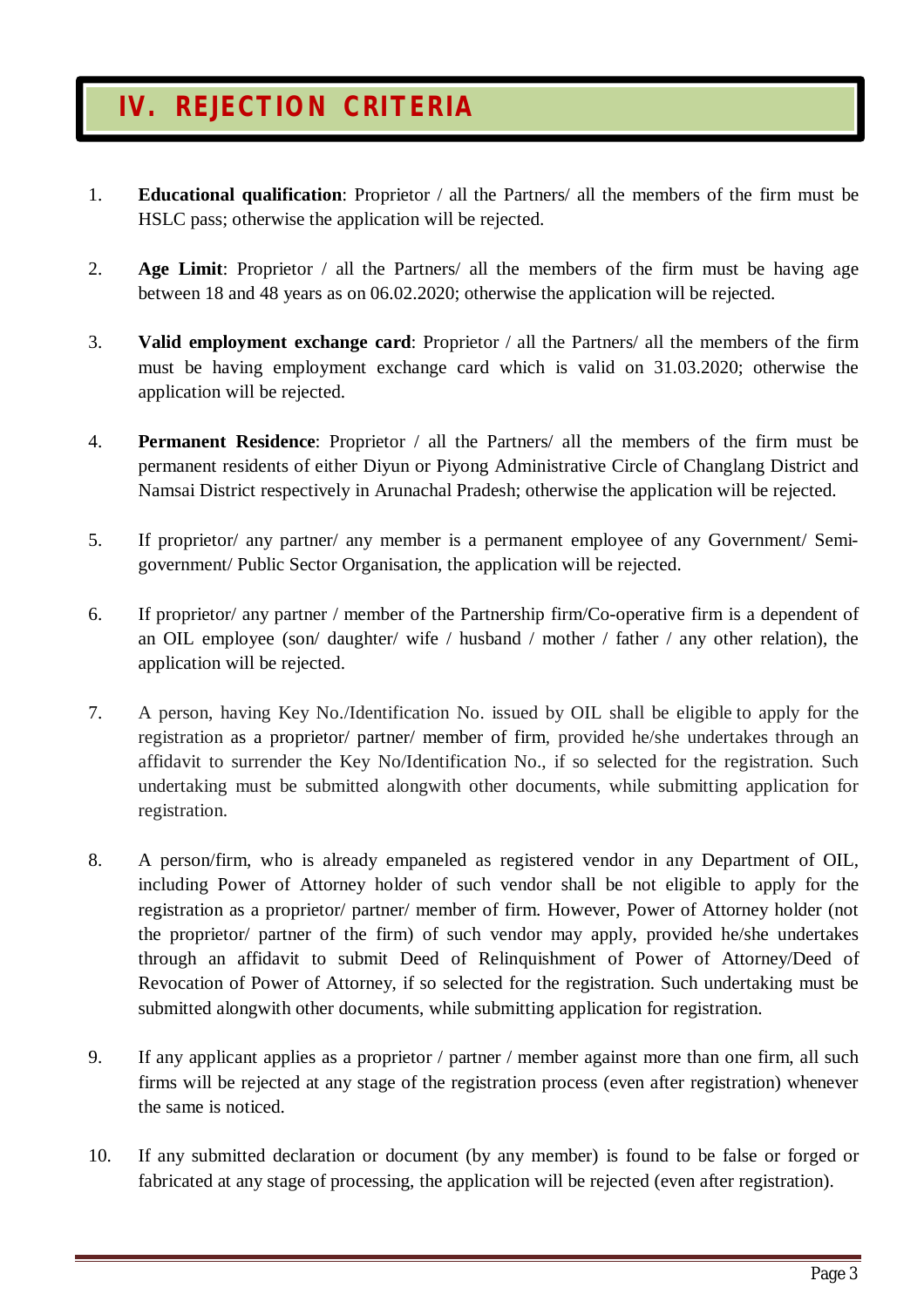# IV. REJECTION CRITERIA

1. **Educational qualification**: Proprietor / all the Partners/ all the members of the firm must be HSLC pass; otherwise the application will be rejected.

2. **Age Limit**: Proprietor / all the Partners/ all the members of the firm must be having age between 18 and 48 years as on 06.02.2020; otherwise the application will be rejected.

3. **Valid employment exchange card**: Proprietor / all the Partners/ all the members of the firm must be having employment exchange card which is valid on 31.03.2020; otherwise the application will be rejected.

4. **Permanent Residence**: Proprietor / all the Partners/ all the members of the firm must be permanent residents of either Diyun or Piyong Administrative Circle of Changlang District and Namsai District respectively in Arunachal Pradesh; otherwise the application will be rejected.

5. If proprietor/ any partner/ any member is a permanent employee of any Government/ Semi-government/ Public Sector Organisation, the application will be rejected.

6. If proprietor/ any partner / member of the Partnership firm/Co-operative firm is a dependent of an OIL employee (son/ daughter/ wife / husband / mother / father / any other relation), the application will be rejected.

7. A person, having Key No./Identification No. issued by OIL shall be eligible to apply for the registration as a proprietor/ partner/ member of firm, provided he/she undertakes through an affidavit to surrender the Key No/Identification No., if so selected for the registration. Such undertaking must be submitted alongwith other documents, while submitting application for registration.

8. A person/firm, who is already empaneled as registered vendor in any Department of OIL, including Power of Attorney holder of such vendor shall be not eligible to apply for the registration as a proprietor/ partner/ member of firm. However, Power of Attorney holder (not the proprietor/ partner of the firm) of such vendor may apply, provided he/she undertakes through an affidavit to submit Deed of Relinquishment of Power of Attorney/Deed of Revocation of Power of Attorney, if so selected for the registration. Such undertaking must be submitted alongwith other documents, while submitting application for registration.

9. If any applicant applies as a proprietor / partner / member against more than one firm, all such firms will be rejected at any stage of the registration process (even after registration) whenever the same is noticed.

10. If any submitted declaration or document (by any member) is found to be false or forged or fabricated at any stage of processing, the application will be rejected (even after registration).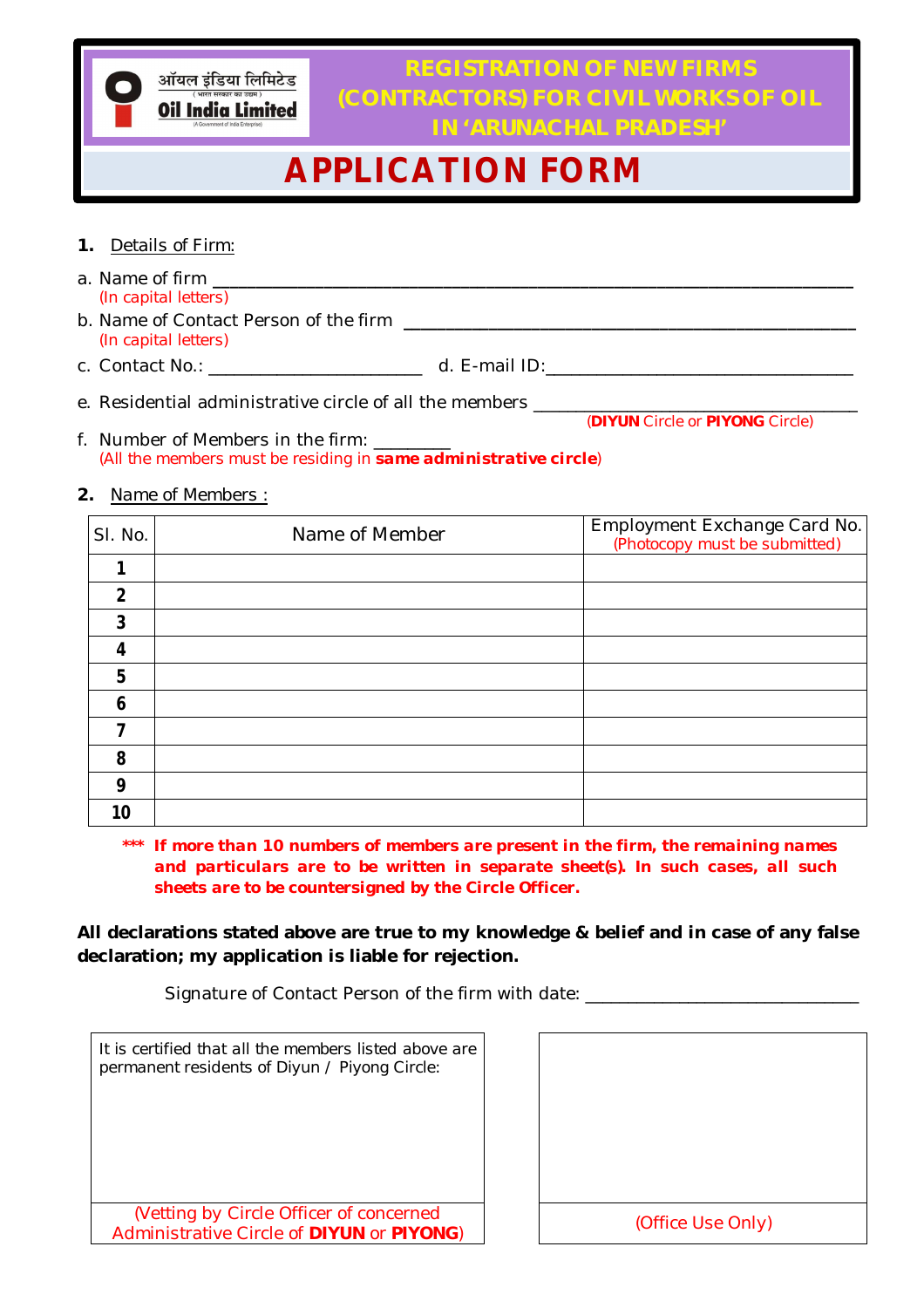ऑयल इंडिया लिमिटेड
( भारत सरकार का उद्यम )
Oil India Limited
(A Government of India Enterprise)

# REGISTRATION OF NEW FIRMS (CONTRACTORS) FOR CIVIL WORKS OF OIL IN 'ARUNACHAL PRADESH'

# APPLICATION FORM

**1.** Details of Firm:

a. Name of firm ___________________________________________
(In capital letters)

b. Name of Contact Person of the firm ______________________________
(In capital letters)

c. Contact No.: ______________________ d. E-mail ID: ______________________________

e. Residential administrative circle of all the members ______________________________
(**DIYUN** Circle or **PIYONG** Circle)

f. Number of Members in the firm: ________
(All the members must be residing in **same administrative circle**)

**2.** Name of Members :

| Sl. No. | Name of Member | Employment Exchange Card No. (Photocopy must be submitted) |
|---|---|---|
| **1** | | |
| **2** | | |
| **3** | | |
| **4** | | |
| **5** | | |
| **6** | | |
| **7** | | |
| **8** | | |
| **9** | | |
| **10** | | |

**\*\*\* If more than 10 numbers of members are present in the firm, the remaining names and particulars are to be written in separate sheet(s). In such cases, all such sheets are to be countersigned by the Circle Officer.**

**All declarations stated above are true to my knowledge & belief and in case of any false declaration; my application is liable for rejection.**

Signature of Contact Person of the firm with date: ______________________________

| It is certified that all the members listed above are permanent residents of Diyun / Piyong Circle: | |
|---|---|
| (Vetting by Circle Officer of concerned Administrative Circle of **DIYUN** or **PIYONG**) | (Office Use Only) |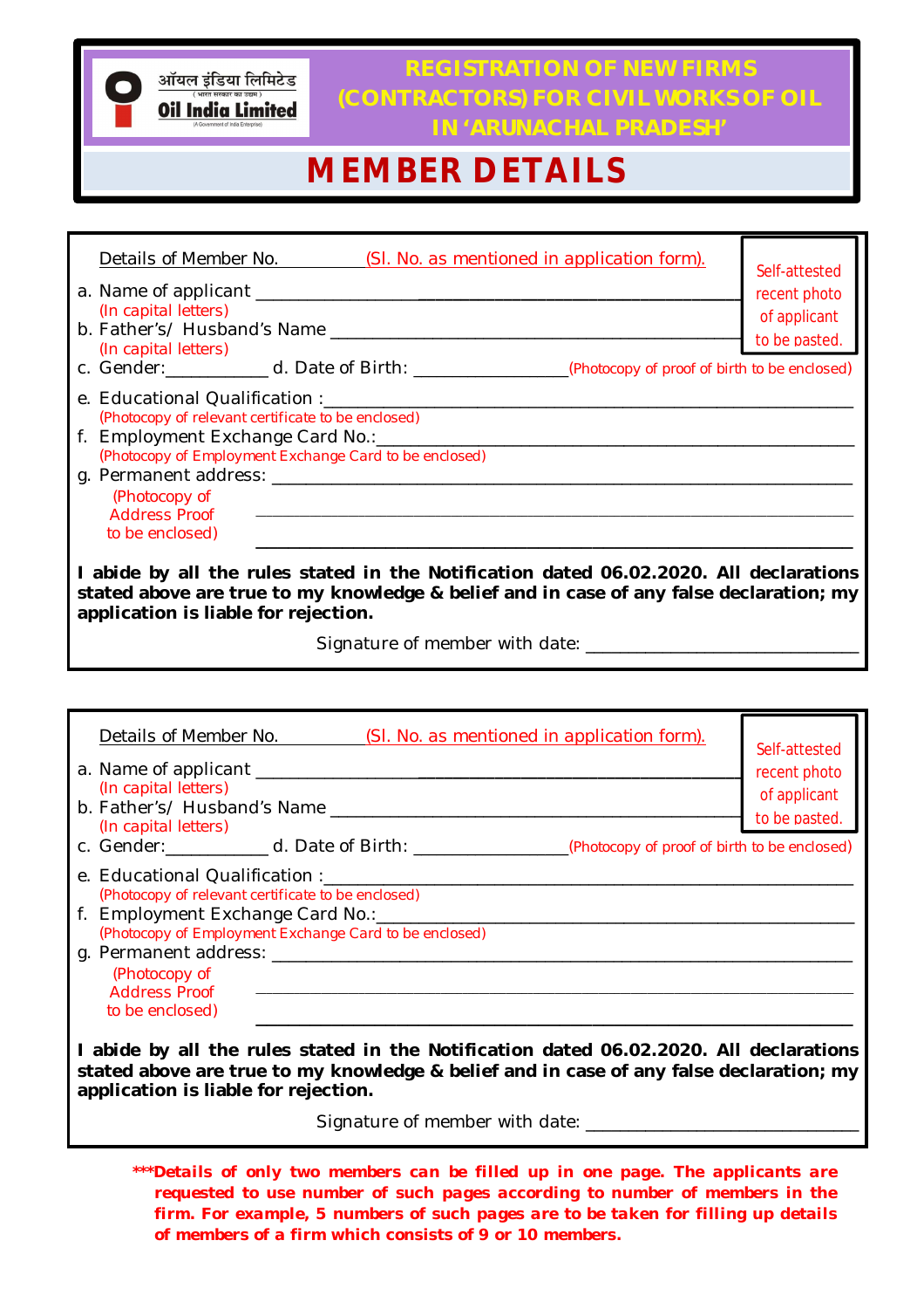ऑयल इंडिया लिमिटेड
( भारत सरकार का उद्यम )
Oil India Limited
(A Government of India Enterprise)

# REGISTRATION OF NEW FIRMS (CONTRACTORS) FOR CIVIL WORKS OF OIL IN 'ARUNACHAL PRADESH'

# MEMBER DETAILS

Details of Member No. __________ (Sl. No. as mentioned in application form).

Self-attested recent photo of applicant to be pasted.

a. Name of applicant ______________________________________________
(In capital letters)

b. Father's/ Husband's Name ______________________________________________
(In capital letters)

c. Gender:___________ d. Date of Birth: ________________ (Photocopy of proof of birth to be enclosed)

e. Educational Qualification :______________________________________________
(Photocopy of relevant certificate to be enclosed)

f. Employment Exchange Card No.:______________________________________________
(Photocopy of Employment Exchange Card to be enclosed)

g. Permanent address: ______________________________________________
(Photocopy of Address Proof to be enclosed) ______________________________________________
______________________________________________

**I abide by all the rules stated in the Notification dated 06.02.2020. All declarations stated above are true to my knowledge & belief and in case of any false declaration; my application is liable for rejection.**

Signature of member with date: ____________________________

---

Details of Member No. __________ (Sl. No. as mentioned in application form).

Self-attested recent photo of applicant to be pasted.

a. Name of applicant ______________________________________________
(In capital letters)

b. Father's/ Husband's Name ______________________________________________
(In capital letters)

c. Gender:___________ d. Date of Birth: ________________ (Photocopy of proof of birth to be enclosed)

e. Educational Qualification :______________________________________________
(Photocopy of relevant certificate to be enclosed)

f. Employment Exchange Card No.:______________________________________________
(Photocopy of Employment Exchange Card to be enclosed)

g. Permanent address: ______________________________________________
(Photocopy of Address Proof to be enclosed) ______________________________________________
______________________________________________

**I abide by all the rules stated in the Notification dated 06.02.2020. All declarations stated above are true to my knowledge & belief and in case of any false declaration; my application is liable for rejection.**

Signature of member with date: ____________________________

**\*\*\*Details of only two members can be filled up in one page. The applicants are requested to use number of such pages according to number of members in the firm. For example, 5 numbers of such pages are to be taken for filling up details of members of a firm which consists of 9 or 10 members.**